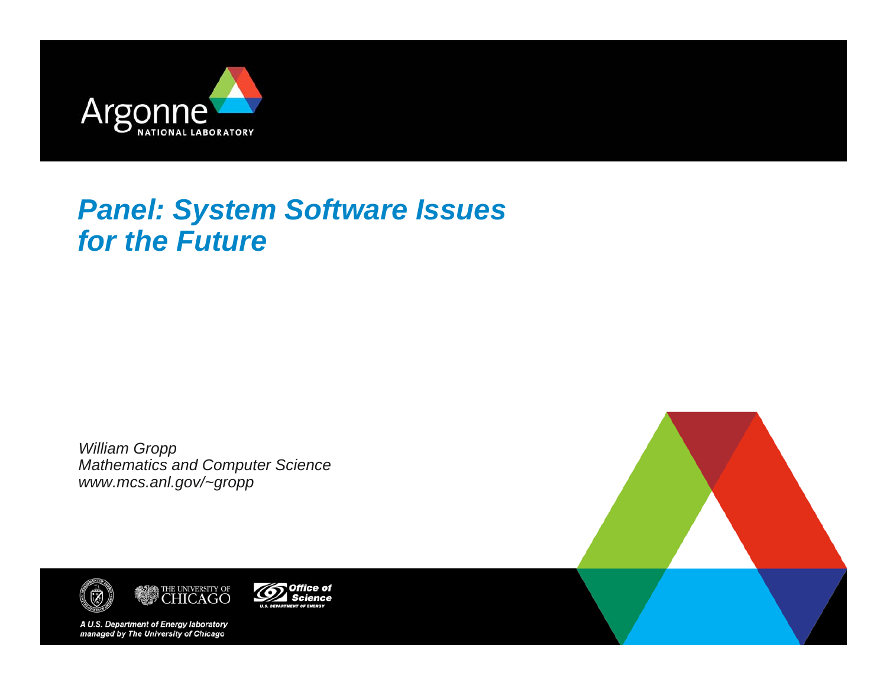# Panel: System Software Issues for the Future

*William Gropp*
*Mathematics and Computer Science*
*www.mcs.anl.gov/~gropp*

*A U.S. Department of Energy laboratory managed by The University of Chicago*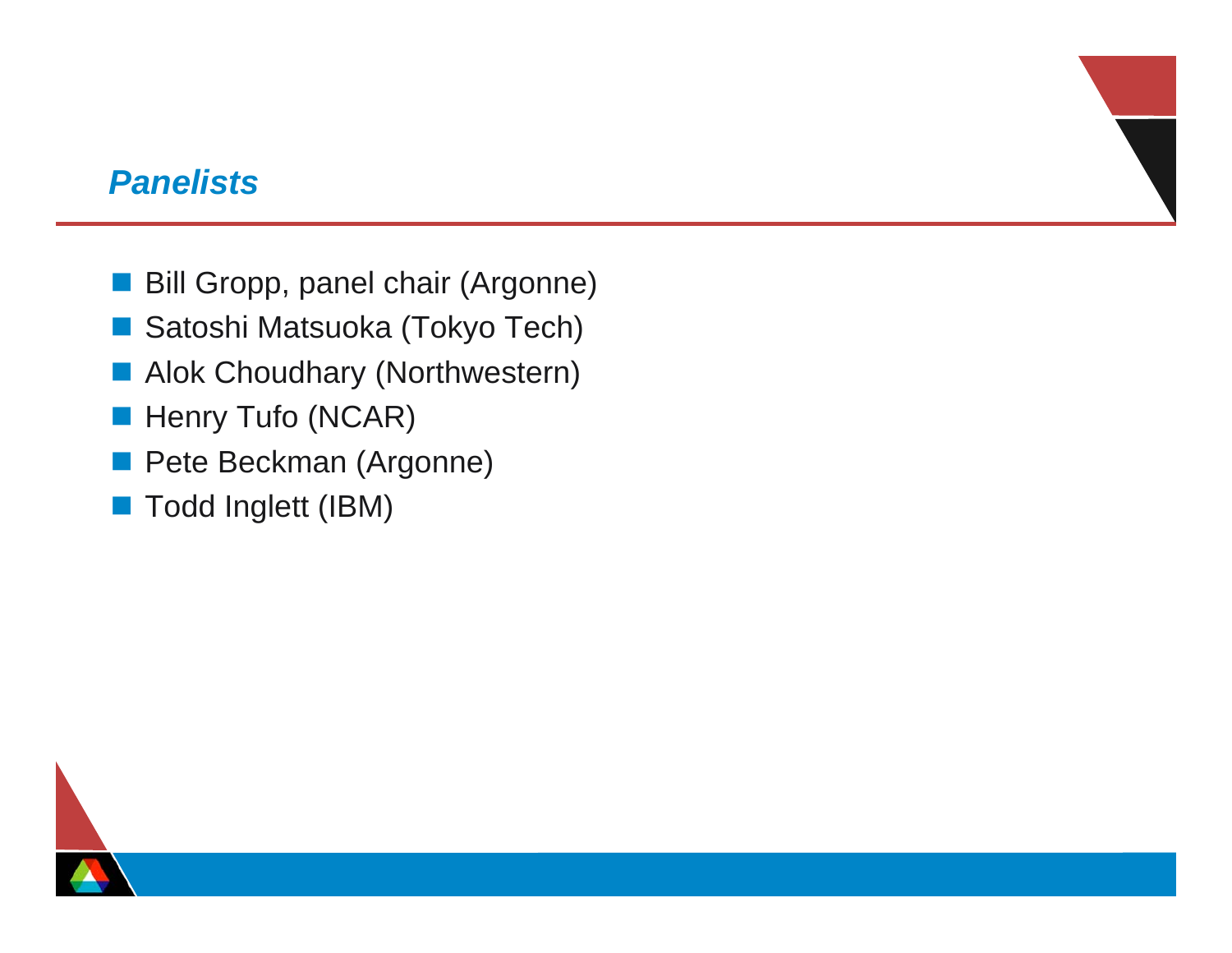## *Panelists*

- Bill Gropp, panel chair (Argonne)
- Satoshi Matsuoka (Tokyo Tech)
- Alok Choudhary (Northwestern)
- Henry Tufo (NCAR)
- Pete Beckman (Argonne)
- Todd Inglett (IBM)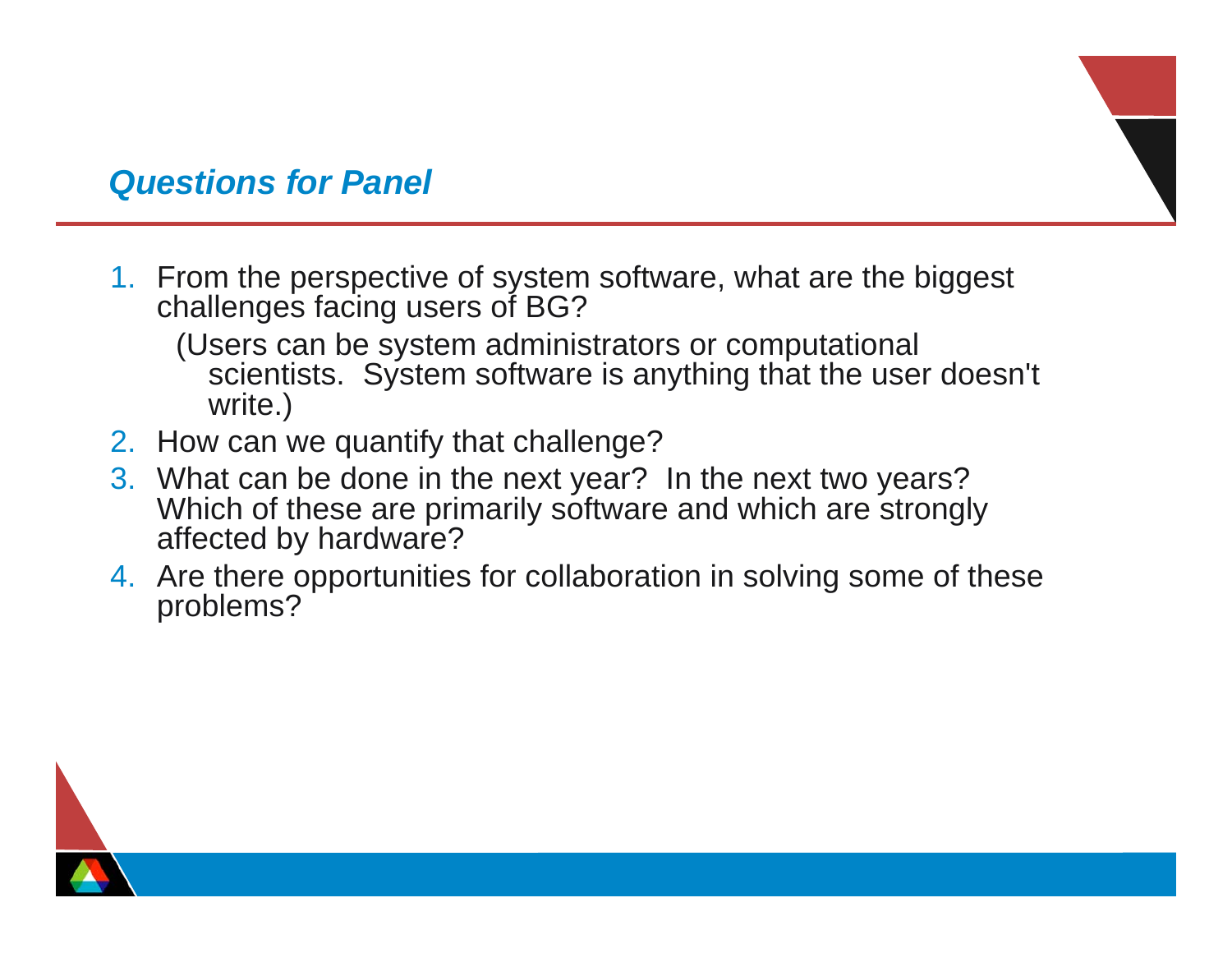## *Questions for Panel*

1. From the perspective of system software, what are the biggest challenges facing users of BG?

   (Users can be system administrators or computational scientists. System software is anything that the user doesn't write.)

2. How can we quantify that challenge?
3. What can be done in the next year? In the next two years? Which of these are primarily software and which are strongly affected by hardware?
4. Are there opportunities for collaboration in solving some of these problems?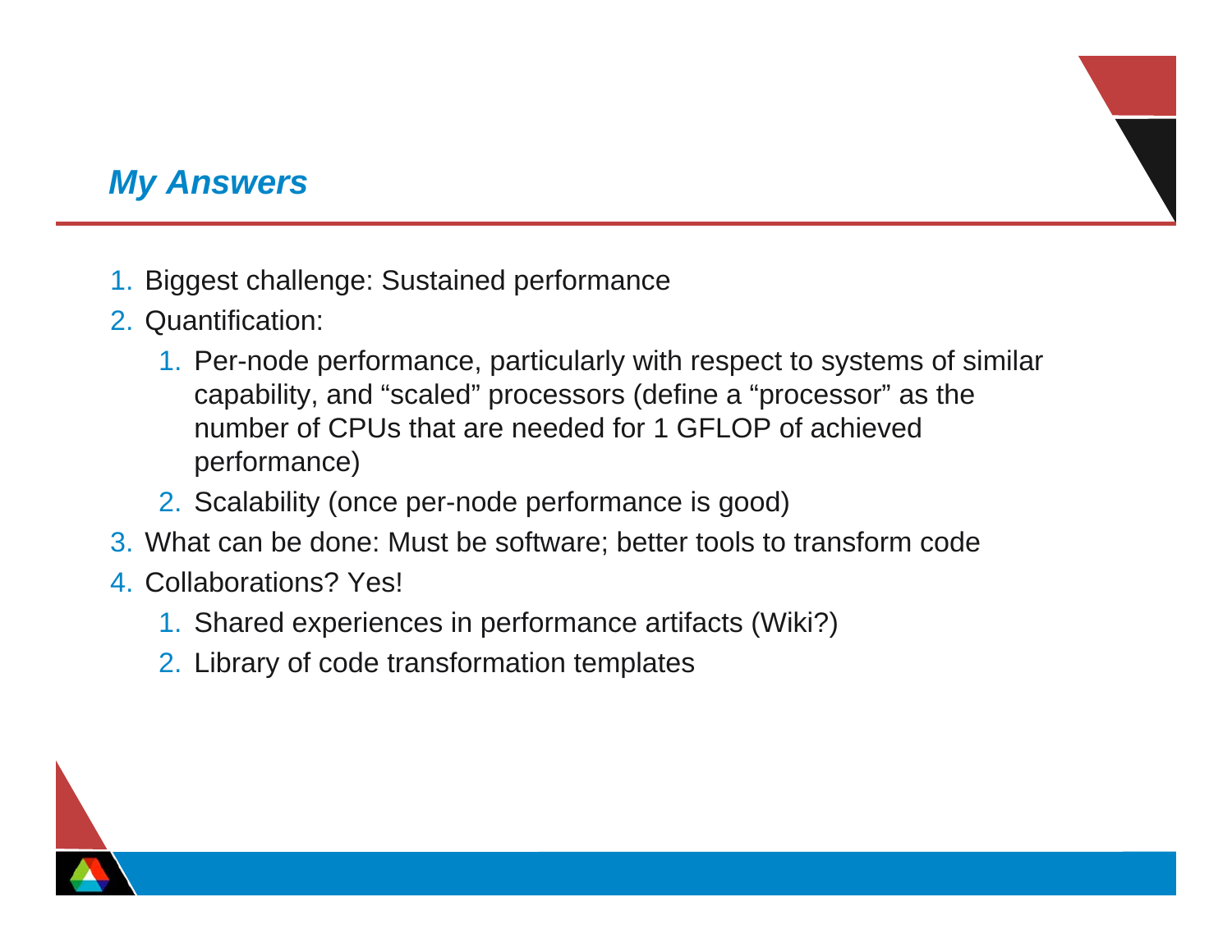## *My Answers*

1. Biggest challenge: Sustained performance
2. Quantification:
   1. Per-node performance, particularly with respect to systems of similar capability, and “scaled” processors (define a “processor” as the number of CPUs that are needed for 1 GFLOP of achieved performance)
   2. Scalability (once per-node performance is good)
3. What can be done: Must be software; better tools to transform code
4. Collaborations? Yes!
   1. Shared experiences in performance artifacts (Wiki?)
   2. Library of code transformation templates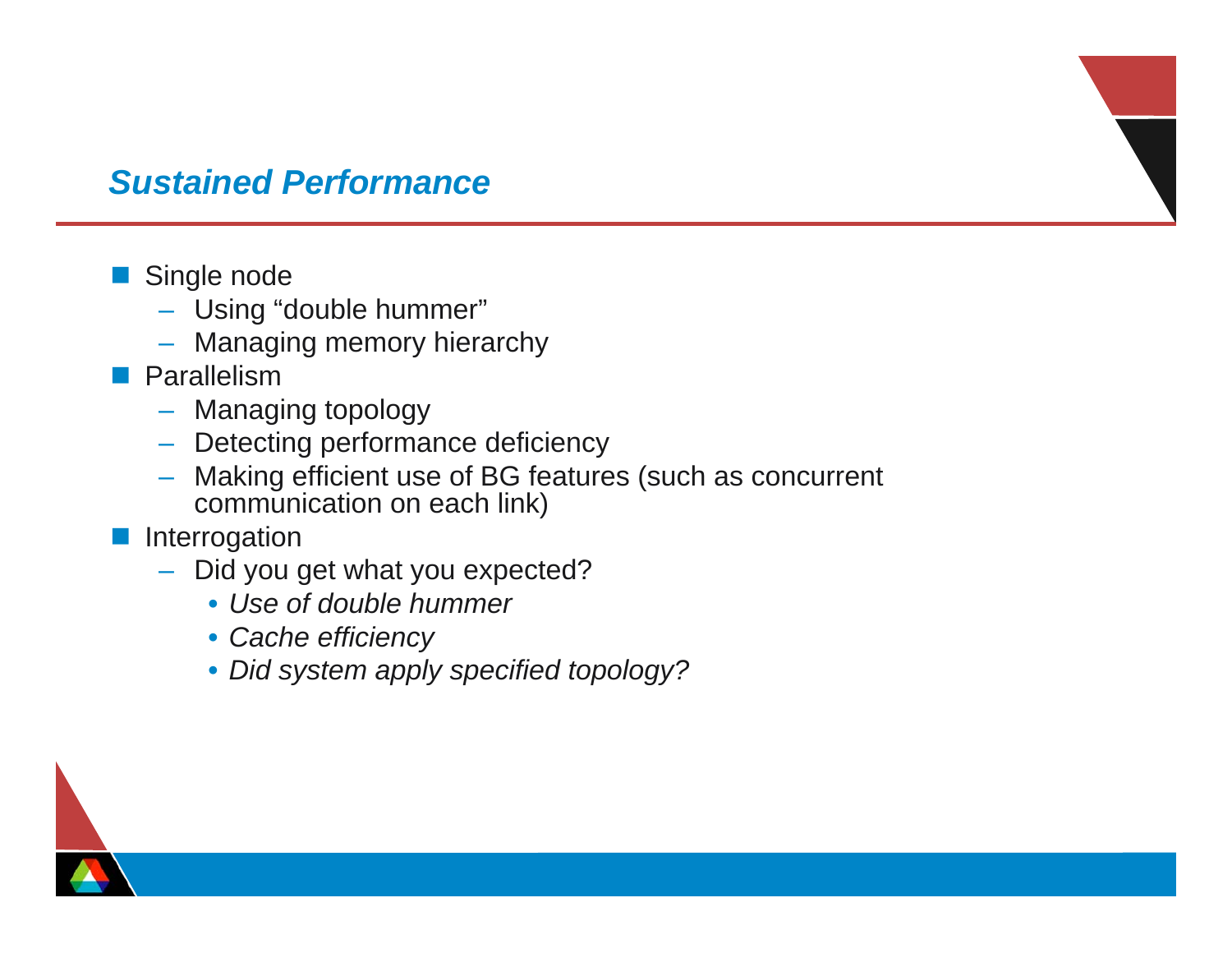## *Sustained Performance*

- Single node
  - Using “double hummer”
  - Managing memory hierarchy
- Parallelism
  - Managing topology
  - Detecting performance deficiency
  - Making efficient use of BG features (such as concurrent communication on each link)
- Interrogation
  - Did you get what you expected?
    - *Use of double hummer*
    - *Cache efficiency*
    - *Did system apply specified topology?*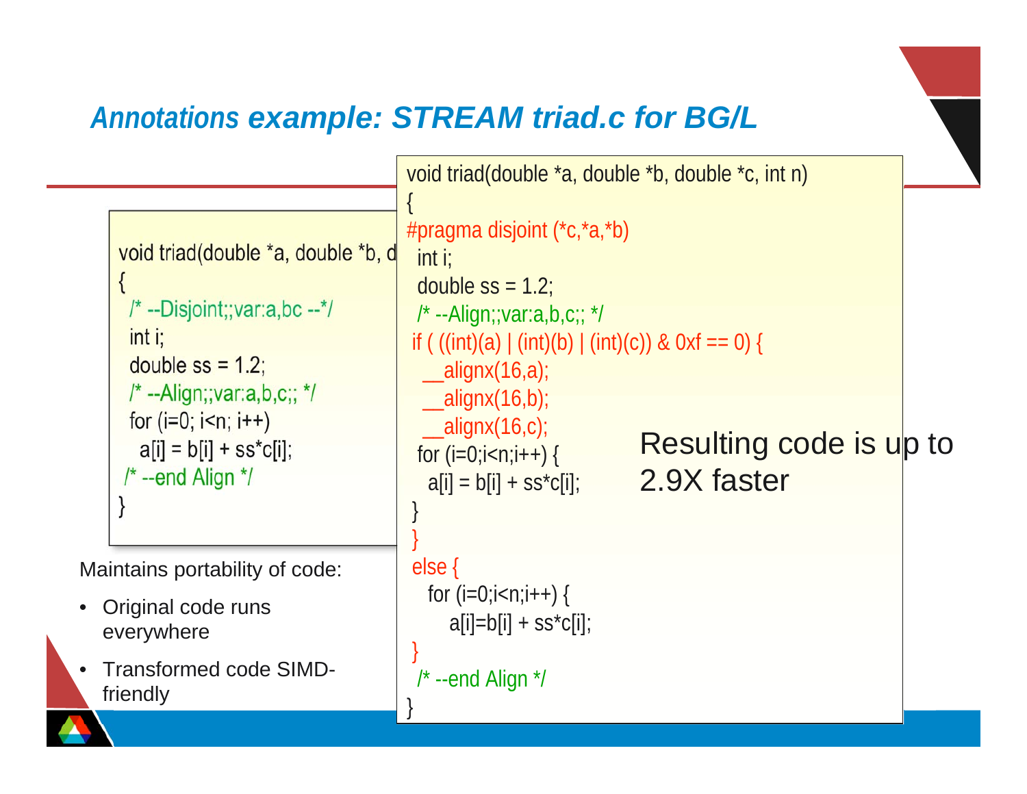## *Annotations example: STREAM triad.c for BG/L*

```
void triad(double *a, double *b, d
{
  /* --Disjoint;;var:a,bc --*/
  int i;
  double ss = 1.2;
  /* --Align;;var:a,b,c;; */
  for (i=0; i<n; i++)
    a[i] = b[i] + ss*c[i];
 /* --end Align */
}
```

Maintains portability of code:

- Original code runs everywhere
- Transformed code SIMD-friendly

```
void triad(double *a, double *b, double *c, int n)
{
#pragma disjoint (*c,*a,*b)
  int i;
  double ss = 1.2;
  /* --Align;;var:a,b,c;; */
 if ( ((int)(a) | (int)(b) | (int)(c)) & 0xf == 0) {
   __alignx(16,a);
   __alignx(16,b);
   __alignx(16,c);
  for (i=0;i<n;i++) {
    a[i] = b[i] + ss*c[i];
 }
 }
 else {
    for (i=0;i<n;i++) {
        a[i]=b[i] + ss*c[i];
 }
  /* --end Align */
}
```

Resulting code is up to 2.9X faster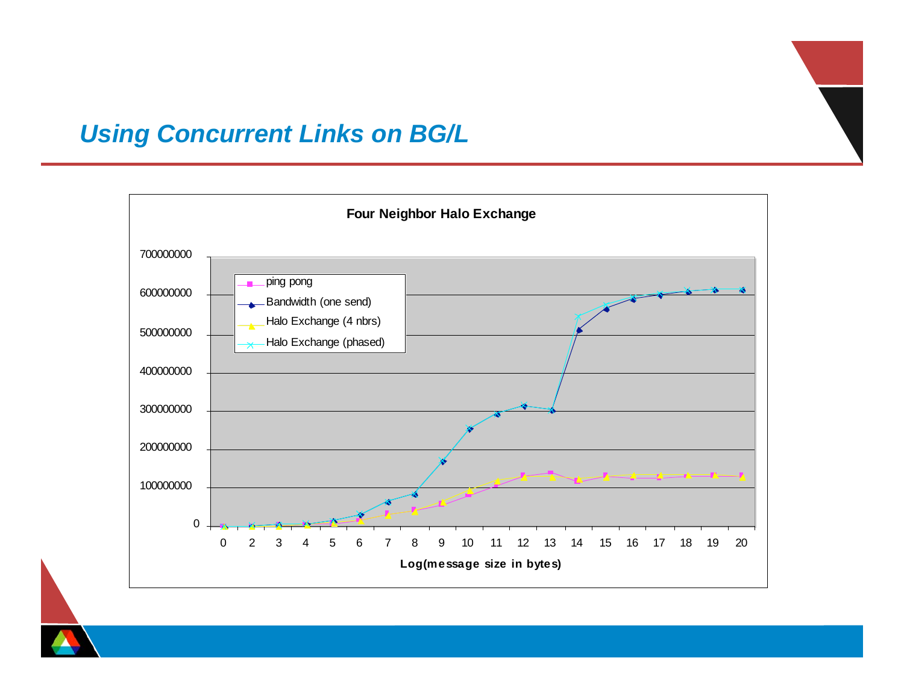# Using Concurrent Links on BG/L

**Four Neighbor Halo Exchange**

- ping pong
- Bandwidth (one send)
- Halo Exchange (4 nbrs)
- Halo Exchange (phased)

Y-axis: 0, 100000000, 200000000, 300000000, 400000000, 500000000, 600000000, 700000000

X-axis: 0, 2, 3, 4, 5, 6, 7, 8, 9, 10, 11, 12, 13, 14, 15, 16, 17, 18, 19, 20

**Log(message size in bytes)**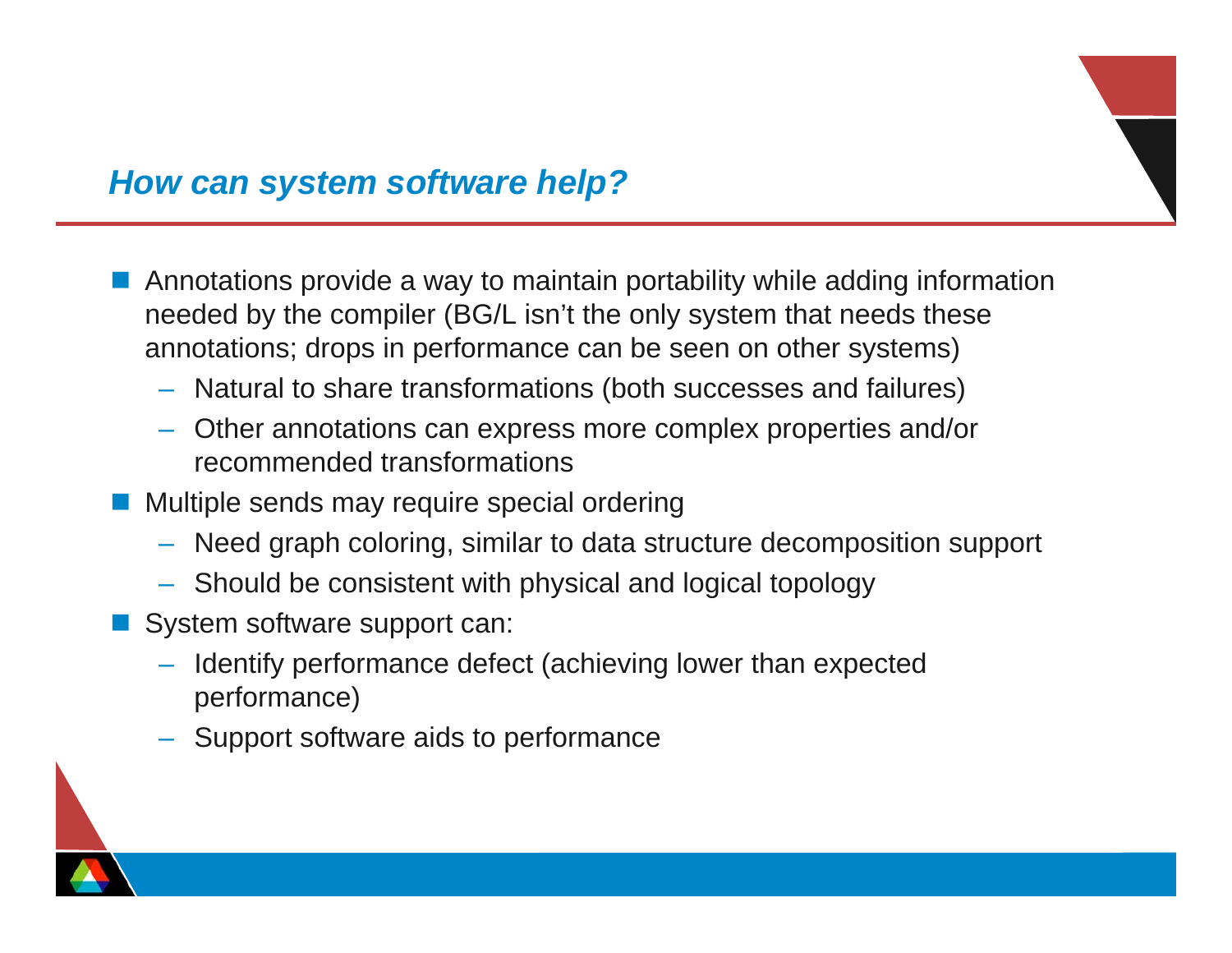## *How can system software help?*

- Annotations provide a way to maintain portability while adding information needed by the compiler (BG/L isn't the only system that needs these annotations; drops in performance can be seen on other systems)
  - Natural to share transformations (both successes and failures)
  - Other annotations can express more complex properties and/or recommended transformations
- Multiple sends may require special ordering
  - Need graph coloring, similar to data structure decomposition support
  - Should be consistent with physical and logical topology
- System software support can:
  - Identify performance defect (achieving lower than expected performance)
  - Support software aids to performance